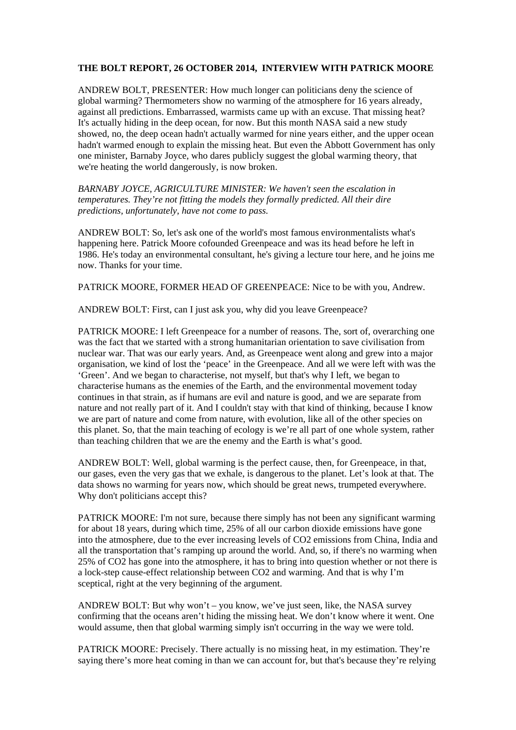**THE BOLT REPORT, 26 OCTOBER 2014, INTERVIEW WITH PATRICK MOORE**

ANDREW BOLT, PRESENTER: How much longer can politicians deny the science of global warming? Thermometers show no warming of the atmosphere for 16 years already, against all predictions. Embarrassed, warmists came up with an excuse. That missing heat? It's actually hiding in the deep ocean, for now. But this month NASA said a new study showed, no, the deep ocean hadn't actually warmed for nine years either, and the upper ocean hadn't warmed enough to explain the missing heat. But even the Abbott Government has only one minister, Barnaby Joyce, who dares publicly suggest the global warming theory, that we're heating the world dangerously, is now broken.

*BARNABY JOYCE, AGRICULTURE MINISTER: We haven't seen the escalation in temperatures. They're not fitting the models they formally predicted. All their dire predictions, unfortunately, have not come to pass.*

ANDREW BOLT: So, let's ask one of the world's most famous environmentalists what's happening here. Patrick Moore cofounded Greenpeace and was its head before he left in 1986. He's today an environmental consultant, he's giving a lecture tour here, and he joins me now. Thanks for your time.

PATRICK MOORE, FORMER HEAD OF GREENPEACE: Nice to be with you, Andrew.

ANDREW BOLT: First, can I just ask you, why did you leave Greenpeace?

PATRICK MOORE: I left Greenpeace for a number of reasons. The, sort of, overarching one was the fact that we started with a strong humanitarian orientation to save civilisation from nuclear war. That was our early years. And, as Greenpeace went along and grew into a major organisation, we kind of lost the 'peace' in the Greenpeace. And all we were left with was the 'Green'. And we began to characterise, not myself, but that's why I left, we began to characterise humans as the enemies of the Earth, and the environmental movement today continues in that strain, as if humans are evil and nature is good, and we are separate from nature and not really part of it. And I couldn't stay with that kind of thinking, because I know we are part of nature and come from nature, with evolution, like all of the other species on this planet. So, that the main teaching of ecology is we're all part of one whole system, rather than teaching children that we are the enemy and the Earth is what's good.

ANDREW BOLT: Well, global warming is the perfect cause, then, for Greenpeace, in that, our gases, even the very gas that we exhale, is dangerous to the planet. Let's look at that. The data shows no warming for years now, which should be great news, trumpeted everywhere. Why don't politicians accept this?

PATRICK MOORE: I'm not sure, because there simply has not been any significant warming for about 18 years, during which time, 25% of all our carbon dioxide emissions have gone into the atmosphere, due to the ever increasing levels of $CO_2$ emissions from China, India and all the transportation that's ramping up around the world. And, so, if there's no warming when 25% of $CO_2$ has gone into the atmosphere, it has to bring into question whether or not there is a lock-step cause-effect relationship between $CO_2$ and warming. And that is why I'm sceptical, right at the very beginning of the argument.

ANDREW BOLT: But why won't – you know, we've just seen, like, the NASA survey confirming that the oceans aren't hiding the missing heat. We don't know where it went. One would assume, then that global warming simply isn't occurring in the way we were told.

PATRICK MOORE: Precisely. There actually is no missing heat, in my estimation. They're saying there's more heat coming in than we can account for, but that's because they're relying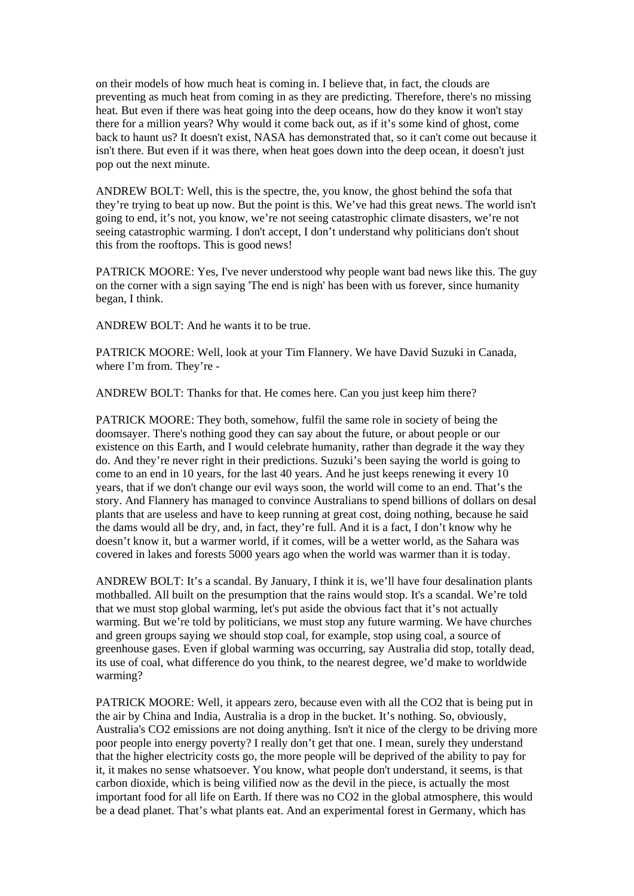on their models of how much heat is coming in. I believe that, in fact, the clouds are preventing as much heat from coming in as they are predicting. Therefore, there's no missing heat. But even if there was heat going into the deep oceans, how do they know it won't stay there for a million years? Why would it come back out, as if it's some kind of ghost, come back to haunt us? It doesn't exist, NASA has demonstrated that, so it can't come out because it isn't there. But even if it was there, when heat goes down into the deep ocean, it doesn't just pop out the next minute.

ANDREW BOLT: Well, this is the spectre, the, you know, the ghost behind the sofa that they're trying to beat up now. But the point is this. We've had this great news. The world isn't going to end, it's not, you know, we're not seeing catastrophic climate disasters, we're not seeing catastrophic warming. I don't accept, I don't understand why politicians don't shout this from the rooftops. This is good news!

PATRICK MOORE: Yes, I've never understood why people want bad news like this. The guy on the corner with a sign saying 'The end is nigh' has been with us forever, since humanity began, I think.

ANDREW BOLT: And he wants it to be true.

PATRICK MOORE: Well, look at your Tim Flannery. We have David Suzuki in Canada, where I'm from. They're -

ANDREW BOLT: Thanks for that. He comes here. Can you just keep him there?

PATRICK MOORE: They both, somehow, fulfil the same role in society of being the doomsayer. There's nothing good they can say about the future, or about people or our existence on this Earth, and I would celebrate humanity, rather than degrade it the way they do. And they're never right in their predictions. Suzuki's been saying the world is going to come to an end in 10 years, for the last 40 years. And he just keeps renewing it every 10 years, that if we don't change our evil ways soon, the world will come to an end. That's the story. And Flannery has managed to convince Australians to spend billions of dollars on desal plants that are useless and have to keep running at great cost, doing nothing, because he said the dams would all be dry, and, in fact, they're full. And it is a fact, I don't know why he doesn't know it, but a warmer world, if it comes, will be a wetter world, as the Sahara was covered in lakes and forests 5000 years ago when the world was warmer than it is today.

ANDREW BOLT: It's a scandal. By January, I think it is, we'll have four desalination plants mothballed. All built on the presumption that the rains would stop. It's a scandal. We're told that we must stop global warming, let's put aside the obvious fact that it's not actually warming. But we're told by politicians, we must stop any future warming. We have churches and green groups saying we should stop coal, for example, stop using coal, a source of greenhouse gases. Even if global warming was occurring, say Australia did stop, totally dead, its use of coal, what difference do you think, to the nearest degree, we'd make to worldwide warming?

PATRICK MOORE: Well, it appears zero, because even with all the $CO_2$ that is being put in the air by China and India, Australia is a drop in the bucket. It's nothing. So, obviously, Australia's $CO_2$ emissions are not doing anything. Isn't it nice of the clergy to be driving more poor people into energy poverty? I really don't get that one. I mean, surely they understand that the higher electricity costs go, the more people will be deprived of the ability to pay for it, it makes no sense whatsoever. You know, what people don't understand, it seems, is that carbon dioxide, which is being vilified now as the devil in the piece, is actually the most important food for all life on Earth. If there was no $CO_2$ in the global atmosphere, this would be a dead planet. That's what plants eat. And an experimental forest in Germany, which has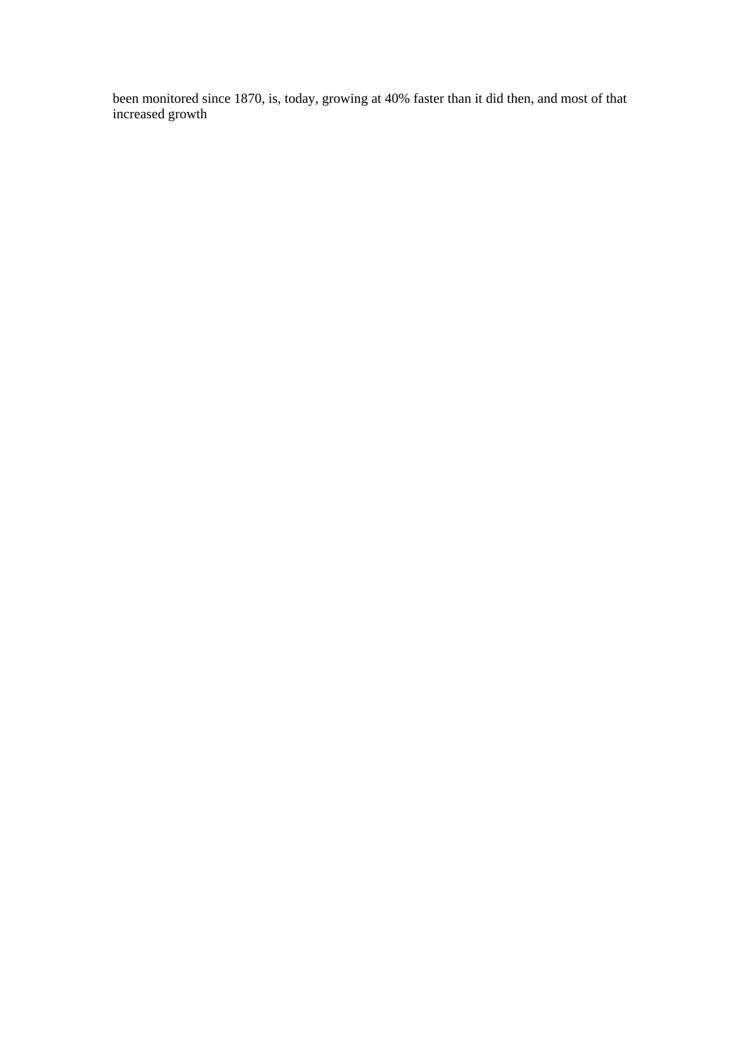been monitored since 1870, is, today, growing at 40% faster than it did then, and most of that increased growth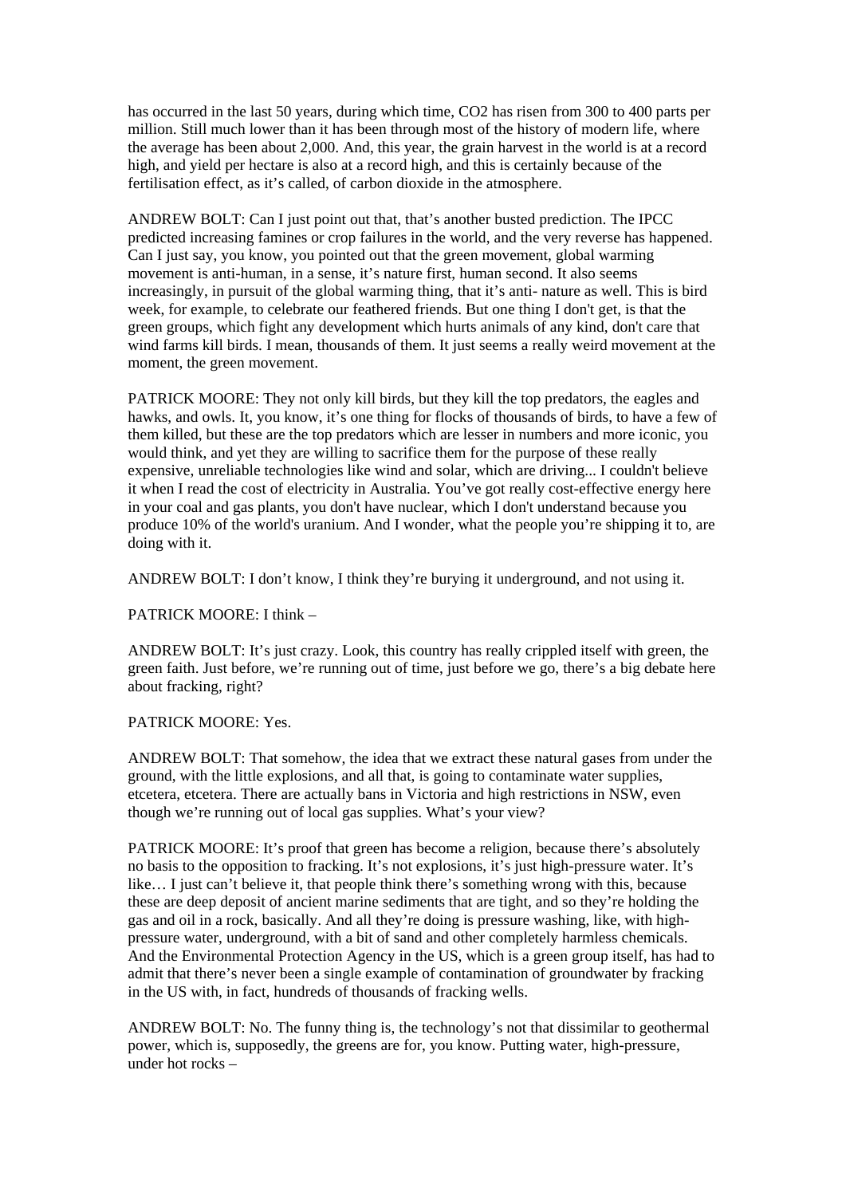has occurred in the last 50 years, during which time, $CO_2$ has risen from 300 to 400 parts per million. Still much lower than it has been through most of the history of modern life, where the average has been about 2,000. And, this year, the grain harvest in the world is at a record high, and yield per hectare is also at a record high, and this is certainly because of the fertilisation effect, as it's called, of carbon dioxide in the atmosphere.

ANDREW BOLT: Can I just point out that, that's another busted prediction. The IPCC predicted increasing famines or crop failures in the world, and the very reverse has happened. Can I just say, you know, you pointed out that the green movement, global warming movement is anti-human, in a sense, it's nature first, human second. It also seems increasingly, in pursuit of the global warming thing, that it's anti- nature as well. This is bird week, for example, to celebrate our feathered friends. But one thing I don't get, is that the green groups, which fight any development which hurts animals of any kind, don't care that wind farms kill birds. I mean, thousands of them. It just seems a really weird movement at the moment, the green movement.

PATRICK MOORE: They not only kill birds, but they kill the top predators, the eagles and hawks, and owls. It, you know, it's one thing for flocks of thousands of birds, to have a few of them killed, but these are the top predators which are lesser in numbers and more iconic, you would think, and yet they are willing to sacrifice them for the purpose of these really expensive, unreliable technologies like wind and solar, which are driving... I couldn't believe it when I read the cost of electricity in Australia. You've got really cost-effective energy here in your coal and gas plants, you don't have nuclear, which I don't understand because you produce 10% of the world's uranium. And I wonder, what the people you're shipping it to, are doing with it.

ANDREW BOLT: I don't know, I think they're burying it underground, and not using it.

PATRICK MOORE: I think –

ANDREW BOLT: It's just crazy. Look, this country has really crippled itself with green, the green faith. Just before, we're running out of time, just before we go, there's a big debate here about fracking, right?

PATRICK MOORE: Yes.

ANDREW BOLT: That somehow, the idea that we extract these natural gases from under the ground, with the little explosions, and all that, is going to contaminate water supplies, etcetera, etcetera. There are actually bans in Victoria and high restrictions in NSW, even though we're running out of local gas supplies. What's your view?

PATRICK MOORE: It's proof that green has become a religion, because there's absolutely no basis to the opposition to fracking. It's not explosions, it's just high-pressure water. It's like… I just can't believe it, that people think there's something wrong with this, because these are deep deposit of ancient marine sediments that are tight, and so they're holding the gas and oil in a rock, basically. And all they're doing is pressure washing, like, with high-pressure water, underground, with a bit of sand and other completely harmless chemicals. And the Environmental Protection Agency in the US, which is a green group itself, has had to admit that there's never been a single example of contamination of groundwater by fracking in the US with, in fact, hundreds of thousands of fracking wells.

ANDREW BOLT: No. The funny thing is, the technology's not that dissimilar to geothermal power, which is, supposedly, the greens are for, you know. Putting water, high-pressure, under hot rocks –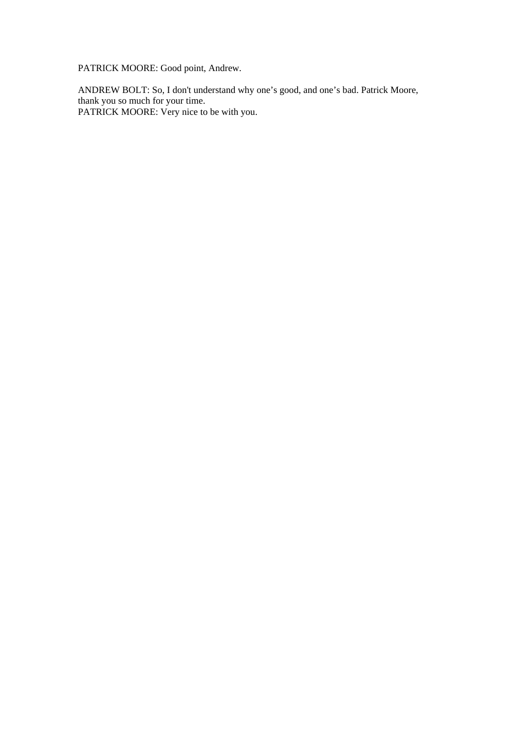PATRICK MOORE: Good point, Andrew.

ANDREW BOLT: So, I don't understand why one's good, and one's bad. Patrick Moore, thank you so much for your time.
PATRICK MOORE: Very nice to be with you.